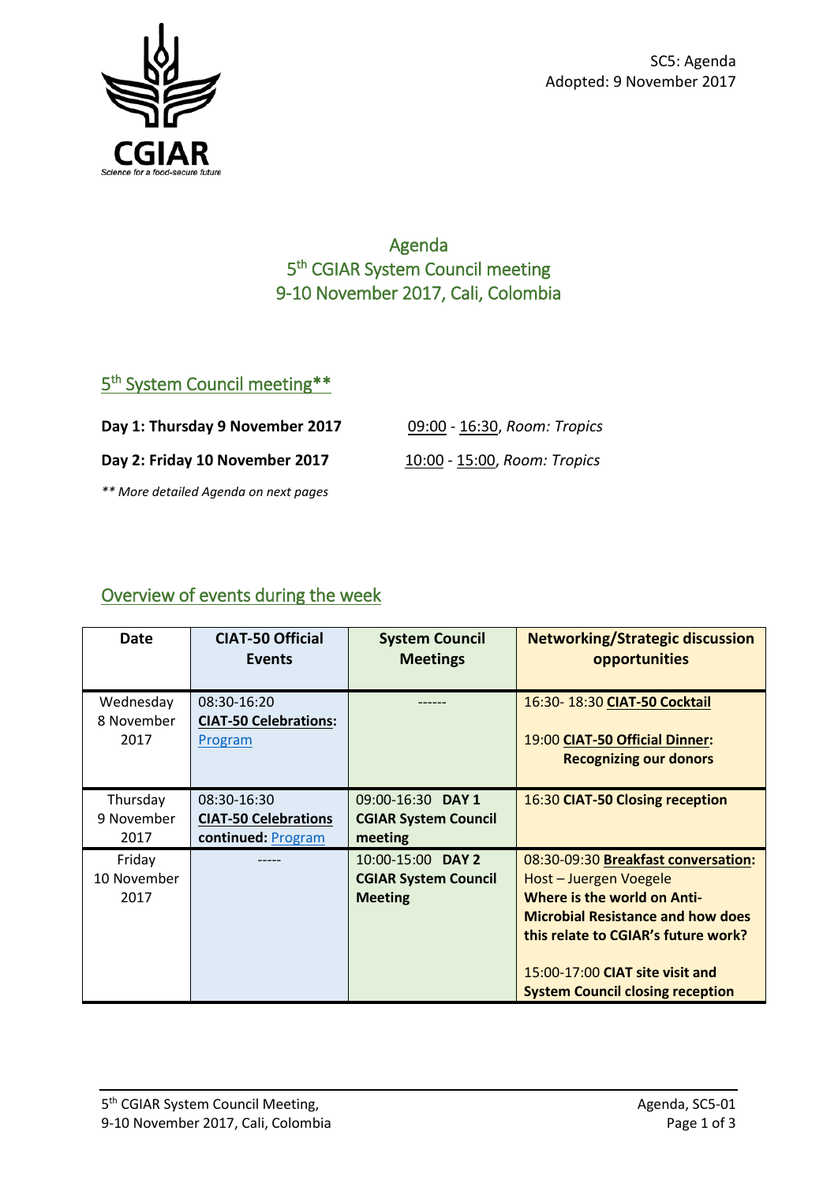SC5: Agenda
Adopted: 9 November 2017

# Agenda
# 5th CGIAR System Council meeting
# 9-10 November 2017, Cali, Colombia

## 5th System Council meeting**

**Day 1: Thursday 9 November 2017** 09:00 - 16:30, *Room: Tropics*

**Day 2: Friday 10 November 2017** 10:00 - 15:00, *Room: Tropics*

*** More detailed Agenda on next pages*

## Overview of events during the week

| Date | CIAT-50 Official Events | System Council Meetings | Networking/Strategic discussion opportunities |
|---|---|---|---|
| Wednesday 8 November 2017 | 08:30-16:20 **CIAT-50 Celebrations:** Program | ------ | 16:30- 18:30 **CIAT-50 Cocktail**<br><br>19:00 **CIAT-50 Official Dinner: Recognizing our donors** |
| Thursday 9 November 2017 | 08:30-16:30 **CIAT-50 Celebrations continued:** Program | 09:00-16:30 **DAY 1 CGIAR System Council meeting** | 16:30 **CIAT-50 Closing reception** |
| Friday 10 November 2017 | ----- | 10:00-15:00 **DAY 2 CGIAR System Council Meeting** | 08:30-09:30 **Breakfast conversation:** Host – Juergen Voegele **Where is the world on Anti-Microbial Resistance and how does this relate to CGIAR's future work?**<br><br>15:00-17:00 **CIAT site visit and System Council closing reception** |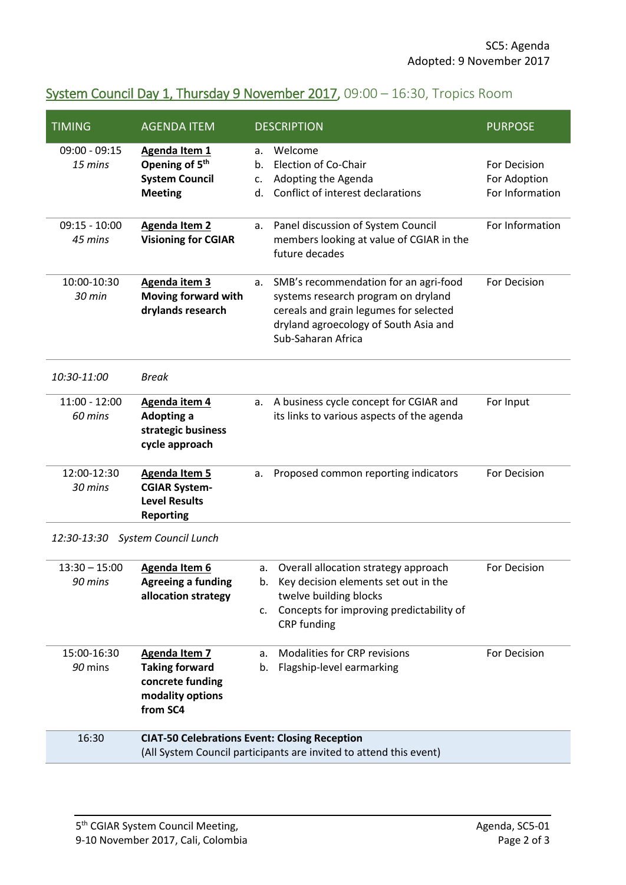SC5: Agenda
Adopted: 9 November 2017

## System Council Day 1, Thursday 9 November 2017, 09:00 – 16:30, Tropics Room

| TIMING | AGENDA ITEM | DESCRIPTION | PURPOSE |
|---|---|---|---|
| 09:00 - 09:15 *15 mins* | **Agenda Item 1** **Opening of 5th System Council Meeting** | a. Welcome<br>b. Election of Co-Chair<br>c. Adopting the Agenda<br>d. Conflict of interest declarations | <br>For Decision<br>For Adoption<br>For Information |
| 09:15 - 10:00 *45 mins* | **Agenda Item 2** **Visioning for CGIAR** | a. Panel discussion of System Council members looking at value of CGIAR in the future decades | For Information |
| 10:00-10:30 *30 min* | **Agenda item 3** **Moving forward with drylands research** | a. SMB's recommendation for an agri-food systems research program on dryland cereals and grain legumes for selected dryland agroecology of South Asia and Sub-Saharan Africa | For Decision |
| *10:30-11:00* | *Break* | | |
| 11:00 - 12:00 *60 mins* | **Agenda item 4** **Adopting a strategic business cycle approach** | a. A business cycle concept for CGIAR and its links to various aspects of the agenda | For Input |
| 12:00-12:30 *30 mins* | **Agenda Item 5** **CGIAR System-Level Results Reporting** | a. Proposed common reporting indicators | For Decision |
| *12:30-13:30* | *System Council Lunch* | | |
| 13:30 – 15:00 *90 mins* | **Agenda Item 6** **Agreeing a funding allocation strategy** | a. Overall allocation strategy approach<br>b. Key decision elements set out in the twelve building blocks<br>c. Concepts for improving predictability of CRP funding | For Decision |
| 15:00-16:30 *90* mins | **Agenda Item 7** **Taking forward concrete funding modality options from SC4** | a. Modalities for CRP revisions<br>b. Flagship-level earmarking | For Decision |
| 16:30 | **CIAT-50 Celebrations Event: Closing Reception** (All System Council participants are invited to attend this event) | | |

5th CGIAR System Council Meeting,
9-10 November 2017, Cali, Colombia

Agenda, SC5-01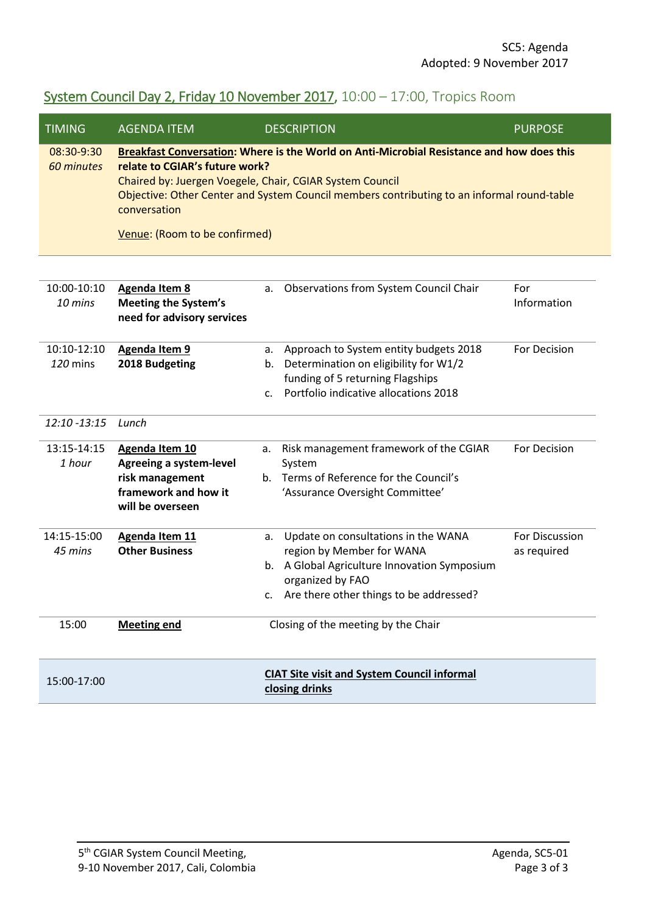SC5: Agenda
Adopted: 9 November 2017

## System Council Day 2, Friday 10 November 2017, 10:00 – 17:00, Tropics Room

| TIMING | AGENDA ITEM | DESCRIPTION | PURPOSE |
|---|---|---|---|
| 08:30-9:30 *60 minutes* | **Breakfast Conversation: Where is the World on Anti-Microbial Resistance and how does this relate to CGIAR's future work?** Chaired by: Juergen Voegele, Chair, CGIAR System Council Objective: Other Center and System Council members contributing to an informal round-table conversation Venue: (Room to be confirmed) | | |
| 10:00-10:10 *10 mins* | **Agenda Item 8** **Meeting the System's need for advisory services** | a. Observations from System Council Chair | For Information |
| 10:10-12:10 *120* mins | **Agenda Item 9** **2018 Budgeting** | a. Approach to System entity budgets 2018<br>b. Determination on eligibility for W1/2 funding of 5 returning Flagships<br>c. Portfolio indicative allocations 2018 | For Decision |
| *12:10 -13:15* | *Lunch* | | |
| 13:15-14:15 *1 hour* | **Agenda Item 10** **Agreeing a system-level risk management framework and how it will be overseen** | a. Risk management framework of the CGIAR System<br>b. Terms of Reference for the Council's 'Assurance Oversight Committee' | For Decision |
| 14:15-15:00 *45 mins* | **Agenda Item 11** **Other Business** | a. Update on consultations in the WANA region by Member for WANA<br>b. A Global Agriculture Innovation Symposium organized by FAO<br>c. Are there other things to be addressed? | For Discussion as required |
| 15:00 | **Meeting end** | Closing of the meeting by the Chair | |
| 15:00-17:00 | | **CIAT Site visit and System Council informal closing drinks** | |